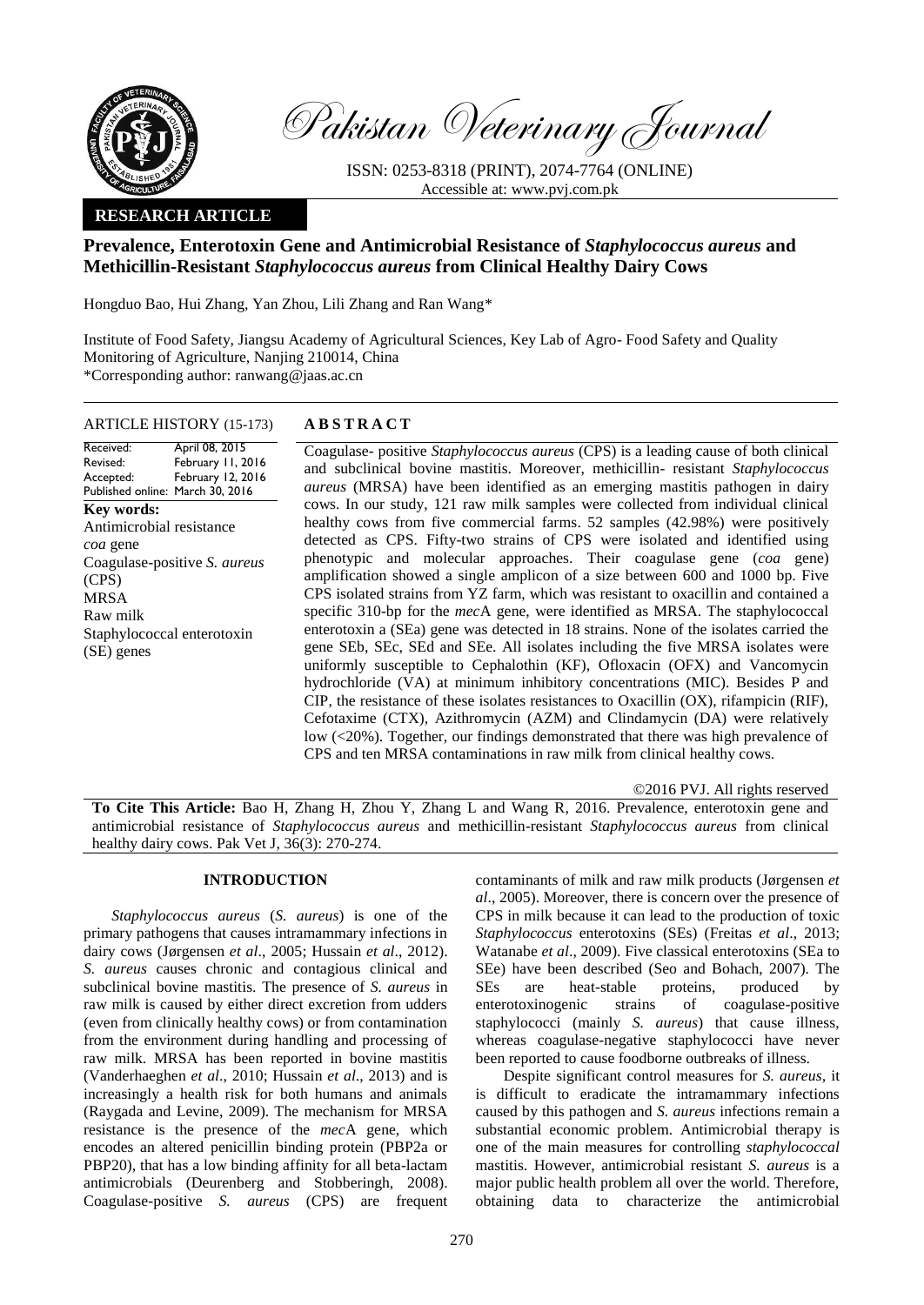Pakistan Veterinary Journal

ISSN: 0253-8318 (PRINT), 2074-7764 (ONLINE)
Accessible at: www.pvj.com.pk

**RESEARCH ARTICLE**

# Prevalence, Enterotoxin Gene and Antimicrobial Resistance of *Staphylococcus aureus* and Methicillin-Resistant *Staphylococcus aureus* from Clinical Healthy Dairy Cows

Hongduo Bao, Hui Zhang, Yan Zhou, Lili Zhang and Ran Wang*

Institute of Food Safety, Jiangsu Academy of Agricultural Sciences, Key Lab of Agro- Food Safety and Quality Monitoring of Agriculture, Nanjing 210014, China
*Corresponding author: ranwang@jaas.ac.cn

**ARTICLE HISTORY** (15-173)

Received: April 08, 2015
Revised: February 11, 2016
Accepted: February 12, 2016
Published online: March 30, 2016

**Key words:**
Antimicrobial resistance
*coa* gene
Coagulase-positive *S. aureus* (CPS)
MRSA
Raw milk
Staphylococcal enterotoxin (SE) genes

## ABSTRACT

Coagulase- positive *Staphylococcus aureus* (CPS) is a leading cause of both clinical and subclinical bovine mastitis. Moreover, methicillin- resistant *Staphylococcus aureus* (MRSA) have been identified as an emerging mastitis pathogen in dairy cows. In our study, 121 raw milk samples were collected from individual clinical healthy cows from five commercial farms. 52 samples (42.98%) were positively detected as CPS. Fifty-two strains of CPS were isolated and identified using phenotypic and molecular approaches. Their coagulase gene (*coa* gene) amplification showed a single amplicon of a size between 600 and 1000 bp. Five CPS isolated strains from YZ farm, which was resistant to oxacillin and contained a specific 310-bp for the *mec*A gene, were identified as MRSA. The staphylococcal enterotoxin a (SEa) gene was detected in 18 strains. None of the isolates carried the gene SEb, SEc, SEd and SEe. All isolates including the five MRSA isolates were uniformly susceptible to Cephalothin (KF), Ofloxacin (OFX) and Vancomycin hydrochloride (VA) at minimum inhibitory concentrations (MIC). Besides P and CIP, the resistance of these isolates resistances to Oxacillin (OX), rifampicin (RIF), Cefotaxime (CTX), Azithromycin (AZM) and Clindamycin (DA) were relatively low (<20%). Together, our findings demonstrated that there was high prevalence of CPS and ten MRSA contaminations in raw milk from clinical healthy cows.

©2016 PVJ. All rights reserved

**To Cite This Article:** Bao H, Zhang H, Zhou Y, Zhang L and Wang R, 2016. Prevalence, enterotoxin gene and antimicrobial resistance of *Staphylococcus aureus* and methicillin-resistant *Staphylococcus aureus* from clinical healthy dairy cows. Pak Vet J, 36(3): 270-274.

## INTRODUCTION

*Staphylococcus aureus* (*S. aureus*) is one of the primary pathogens that causes intramammary infections in dairy cows (Jørgensen *et al*., 2005; Hussain *et al*., 2012). *S. aureus* causes chronic and contagious clinical and subclinical bovine mastitis. The presence of *S. aureus* in raw milk is caused by either direct excretion from udders (even from clinically healthy cows) or from contamination from the environment during handling and processing of raw milk. MRSA has been reported in bovine mastitis (Vanderhaeghen *et al*., 2010; Hussain *et al*., 2013) and is increasingly a health risk for both humans and animals (Raygada and Levine, 2009). The mechanism for MRSA resistance is the presence of the *mec*A gene, which encodes an altered penicillin binding protein (PBP2a or PBP20), that has a low binding affinity for all beta-lactam antimicrobials (Deurenberg and Stobberingh, 2008). Coagulase-positive *S. aureus* (CPS) are frequent contaminants of milk and raw milk products (Jørgensen *et al*., 2005). Moreover, there is concern over the presence of CPS in milk because it can lead to the production of toxic *Staphylococcus* enterotoxins (SEs) (Freitas *et al*., 2013; Watanabe *et al*., 2009). Five classical enterotoxins (SEa to SEe) have been described (Seo and Bohach, 2007). The SEs are heat-stable proteins, produced by enterotoxinogenic strains of coagulase-positive staphylococci (mainly *S. aureus*) that cause illness, whereas coagulase-negative staphylococci have never been reported to cause foodborne outbreaks of illness.

Despite significant control measures for *S. aureus*, it is difficult to eradicate the intramammary infections caused by this pathogen and *S. aureus* infections remain a substantial economic problem. Antimicrobial therapy is one of the main measures for controlling *staphylococcal* mastitis. However, antimicrobial resistant *S. aureus* is a major public health problem all over the world. Therefore, obtaining data to characterize the antimicrobial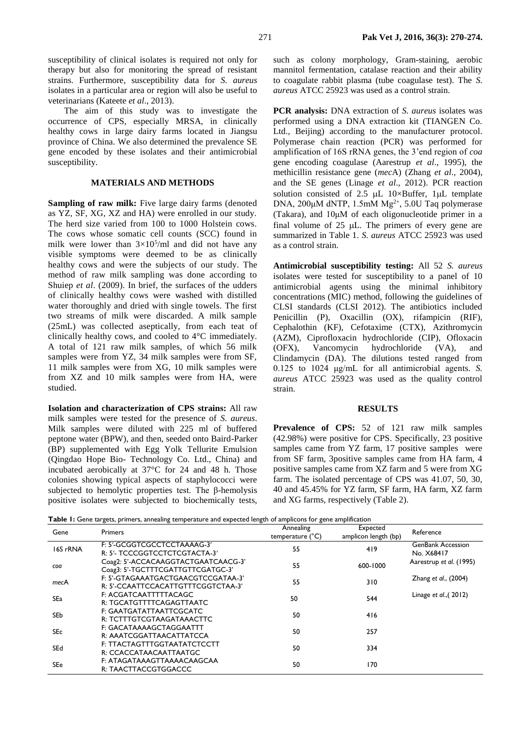susceptibility of clinical isolates is required not only for therapy but also for monitoring the spread of resistant strains. Furthermore, susceptibility data for *S. aureus* isolates in a particular area or region will also be useful to veterinarians (Kateete *et al*., 2013).

The aim of this study was to investigate the occurrence of CPS, especially MRSA, in clinically healthy cows in large dairy farms located in Jiangsu province of China. We also determined the prevalence SE gene encoded by these isolates and their antimicrobial susceptibility.

## MATERIALS AND METHODS

**Sampling of raw milk:** Five large dairy farms (denoted as YZ, SF, XG, XZ and HA) were enrolled in our study. The herd size varied from 100 to 1000 Holstein cows. The cows whose somatic cell counts (SCC) found in milk were lower than $3\times10^5$/ml and did not have any visible symptoms were deemed to be as clinically healthy cows and were the subjects of our study. The method of raw milk sampling was done according to Shuiep *et al*. (2009). In brief, the surfaces of the udders of clinically healthy cows were washed with distilled water thoroughly and dried with single towels. The first two streams of milk were discarded. A milk sample (25mL) was collected aseptically, from each teat of clinically healthy cows, and cooled to 4°C immediately. A total of 121 raw milk samples, of which 56 milk samples were from YZ, 34 milk samples were from SF, 11 milk samples were from XG, 10 milk samples were from XZ and 10 milk samples were from HA, were studied.

**Isolation and characterization of CPS strains:** All raw milk samples were tested for the presence of *S. aureus*. Milk samples were diluted with 225 ml of buffered peptone water (BPW), and then, seeded onto Baird-Parker (BP) supplemented with Egg Yolk Tellurite Emulsion (Qingdao Hope Bio- Technology Co. Ltd., China) and incubated aerobically at 37°C for 24 and 48 h. Those colonies showing typical aspects of staphylococci were subjected to hemolytic properties test. The β-hemolysis positive isolates were subjected to biochemically tests, such as colony morphology, Gram-staining, aerobic mannitol fermentation, catalase reaction and their ability to coagulate rabbit plasma (tube coagulase test). The *S. aureus* ATCC 25923 was used as a control strain.

**PCR analysis:** DNA extraction of *S. aureus* isolates was performed using a DNA extraction kit (TIANGEN Co. Ltd., Beijing) according to the manufacturer protocol. Polymerase chain reaction (PCR) was performed for amplification of 16S rRNA genes, the 3'end region of *coa* gene encoding coagulase (Aarestrup *et al*., 1995), the methicillin resistance gene (*mec*A) (Zhang *et al*., 2004), and the SE genes (Linage *et al*., 2012). PCR reaction solution consisted of 2.5 μL 10×Buffer, 1μL template DNA, 200μM dNTP, 1.5mM $Mg^{2+}$, 5.0U Taq polymerase (Takara), and 10μM of each oligonucleotide primer in a final volume of 25 μL. The primers of every gene are summarized in Table 1. *S. aureus* ATCC 25923 was used as a control strain.

**Antimicrobial susceptibility testing:** All 52 *S. aureus* isolates were tested for susceptibility to a panel of 10 antimicrobial agents using the minimal inhibitory concentrations (MIC) method, following the guidelines of CLSI standards (CLSI 2012). The antibiotics included Penicillin (P), Oxacillin (OX), rifampicin (RIF), Cephalothin (KF), Cefotaxime (CTX), Azithromycin (AZM), Ciprofloxacin hydrochloride (CIP), Ofloxacin (OFX), Vancomycin hydrochloride (VA), and Clindamycin (DA). The dilutions tested ranged from 0.125 to 1024 μg/mL for all antimicrobial agents. *S. aureus* ATCC 25923 was used as the quality control strain.

## RESULTS

**Prevalence of CPS:** 52 of 121 raw milk samples (42.98%) were positive for CPS. Specifically, 23 positive samples came from YZ farm, 17 positive samples were from SF farm, 3positive samples came from HA farm, 4 positive samples came from XZ farm and 5 were from XG farm. The isolated percentage of CPS was 41.07, 50, 30, 40 and 45.45% for YZ farm, SF farm, HA farm, XZ farm and XG farms, respectively (Table 2).

**Table 1:** Gene targets, primers, annealing temperature and expected length of amplicons for gene amplification

| Gene | Primers | Annealing temperature (°C) | Expected amplicon length (bp) | Reference |
|---|---|---|---|---|
| 16S rRNA | F: 5'-GCGGTCGCCTCCTAAAAG-3'<br>R: 5'- TCCCGGTCCTCTCGTACTA-3' | 55 | 419 | GenBank Accession No. X68417 |
| *coa* | Coag2: 5'-ACCACAAGGTACTGAATCAACG-3'<br>Coag3: 5'-TGCTTTCGATTGTTCGATGC-3' | 55 | 600-1000 | Aarestrup *et al.* (1995) |
| *mec*A | F: 5'-GTAGAAATGACTGAACGTCCGATAA-3'<br>R: 5'-CCAATTCCACATTGTTTCGGTCTAA-3' | 55 | 310 | Zhang *et al*., (2004) |
| SEa | F: ACGATCAATTTTTACAGC<br>R: TGCATGTTTTCAGAGTTAATC | 50 | 544 | Linage *et al*.,( 2012) |
| SEb | F: GAATGATATTAATTCGCATC<br>R: TCTTTGTCGTAAGATAAACTTC | 50 | 416 | |
| SEc | F: GACATAAAAGCTAGGAATTT<br>R: AAATCGGATTAACATTATCCA | 50 | 257 | |
| SEd | F: TTACTAGTTTGGTAATATCTCCTT<br>R: CCACCATAACAATTAATGC | 50 | 334 | |
| SEe | F: ATAGATAAAGTTAAAACAAGCAA<br>R: TAACTTACCGTGGACCC | 50 | 170 | |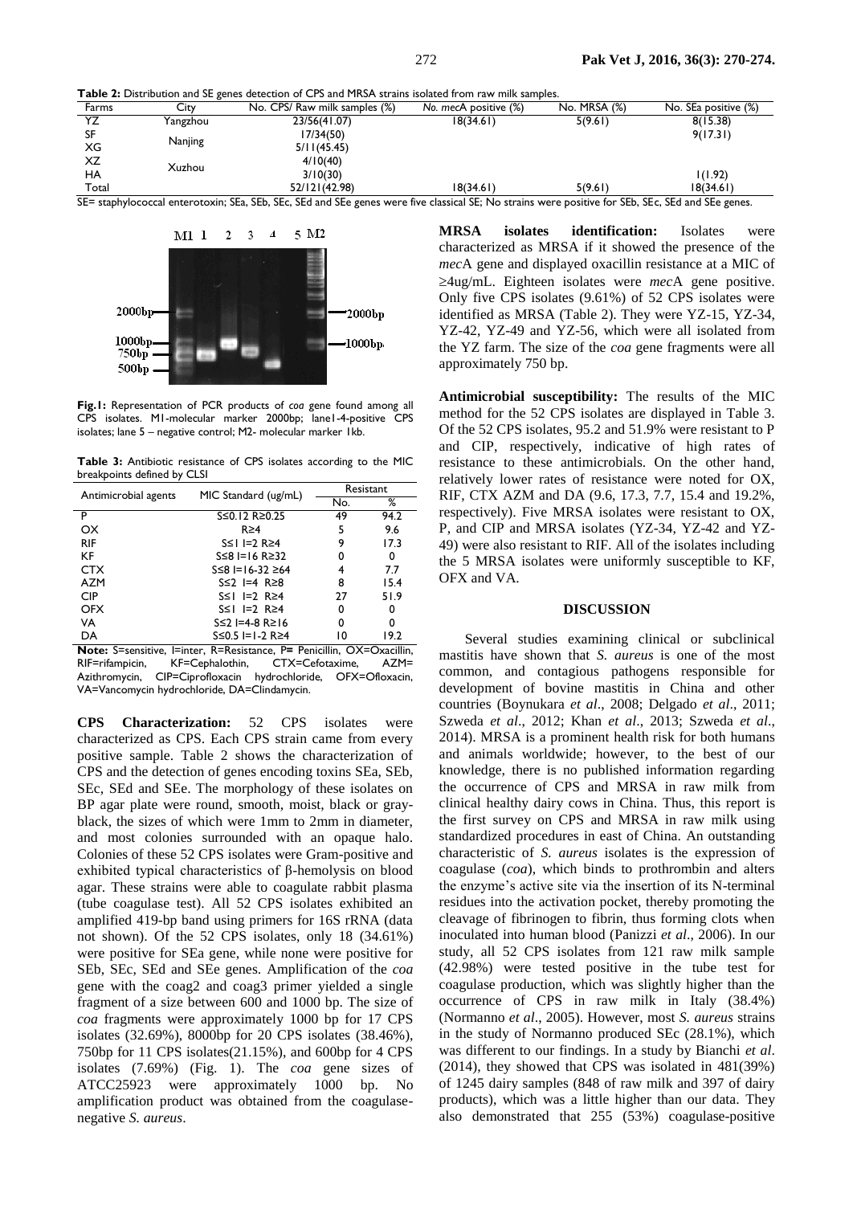**Table 2:** Distribution and SE genes detection of CPS and MRSA strains isolated from raw milk samples.

| Farms | City | No. CPS/ Raw milk samples (%) | No. *mec*A positive (%) | No. MRSA (%) | No. SEa positive (%) |
|---|---|---|---|---|---|
| YZ | Yangzhou | 23/56(41.07) | 18(34.61) | 5(9.61) | 8(15.38) |
| SF | Nanjing | 17/34(50) | | | 9(17.31) |
| XG | | 5/11(45.45) | | | |
| XZ | Xuzhou | 4/10(40) | | | |
| HA | | 3/10(30) | | | 1(1.92) |
| Total | | 52/121(42.98) | 18(34.61) | 5(9.61) | 18(34.61) |

SE= staphylococcal enterotoxin; SEa, SEb, SEc, SEd and SEe genes were five classical SE; No strains were positive for SEb, SEc, SEd and SEe genes.

**Fig.1:** Representation of PCR products of *coa* gene found among all CPS isolates. M1-molecular marker 2000bp; lane1-4-positive CPS isolates; lane 5 – negative control; M2- molecular marker 1kb.

**Table 3:** Antibiotic resistance of CPS isolates according to the MIC breakpoints defined by CLSI

| Antimicrobial agents | MIC Standard (ug/mL) | Resistant | |
|---|---|---|---|
| | | No. | % |
| P | S≤0.12 R≥0.25 | 49 | 94.2 |
| OX | R≥4 | 5 | 9.6 |
| RIF | S≤1 I=2 R≥4 | 9 | 17.3 |
| KF | S≤8 I=16 R≥32 | 0 | 0 |
| CTX | S≤8 I=16-32 ≥64 | 4 | 7.7 |
| AZM | S≤2 I=4 R≥8 | 8 | 15.4 |
| CIP | S≤1 I=2 R≥4 | 27 | 51.9 |
| OFX | S≤1 I=2 R≥4 | 0 | 0 |
| VA | S≤2 I=4-8 R≥16 | 0 | 0 |
| DA | S≤0.5 I=1-2 R≥4 | 10 | 19.2 |

**Note:** S=sensitive, I=inter, R=Resistance, P= Penicillin, OX=Oxacillin, RIF=rifampicin, KF=Cephalothin, CTX=Cefotaxime, AZM= Azithromycin, CIP=Ciprofloxacin hydrochloride, OFX=Ofloxacin, VA=Vancomycin hydrochloride, DA=Clindamycin.

**CPS Characterization:** 52 CPS isolates were characterized as CPS. Each CPS strain came from every positive sample. Table 2 shows the characterization of CPS and the detection of genes encoding toxins SEa, SEb, SEc, SEd and SEe. The morphology of these isolates on BP agar plate were round, smooth, moist, black or gray-black, the sizes of which were 1mm to 2mm in diameter, and most colonies surrounded with an opaque halo. Colonies of these 52 CPS isolates were Gram-positive and exhibited typical characteristics of β-hemolysis on blood agar. These strains were able to coagulate rabbit plasma (tube coagulase test). All 52 CPS isolates exhibited an amplified 419-bp band using primers for 16S rRNA (data not shown). Of the 52 CPS isolates, only 18 (34.61%) were positive for SEa gene, while none were positive for SEb, SEc, SEd and SEe genes. Amplification of the *coa* gene with the coag2 and coag3 primer yielded a single fragment of a size between 600 and 1000 bp. The size of *coa* fragments were approximately 1000 bp for 17 CPS isolates (32.69%), 8000bp for 20 CPS isolates (38.46%), 750bp for 11 CPS isolates(21.15%), and 600bp for 4 CPS isolates (7.69%) (Fig. 1). The *coa* gene sizes of ATCC25923 were approximately 1000 bp. No amplification product was obtained from the coagulase-negative *S. aureus*.

**MRSA isolates identification:** Isolates were characterized as MRSA if it showed the presence of the *mec*A gene and displayed oxacillin resistance at a MIC of ≥4ug/mL. Eighteen isolates were *mec*A gene positive. Only five CPS isolates (9.61%) of 52 CPS isolates were identified as MRSA (Table 2). They were YZ-15, YZ-34, YZ-42, YZ-49 and YZ-56, which were all isolated from the YZ farm. The size of the *coa* gene fragments were all approximately 750 bp.

**Antimicrobial susceptibility:** The results of the MIC method for the 52 CPS isolates are displayed in Table 3. Of the 52 CPS isolates, 95.2 and 51.9% were resistant to P and CIP, respectively, indicative of high rates of resistance to these antimicrobials. On the other hand, relatively lower rates of resistance were noted for OX, RIF, CTX AZM and DA (9.6, 17.3, 7.7, 15.4 and 19.2%, respectively). Five MRSA isolates were resistant to OX, P, and CIP and MRSA isolates (YZ-34, YZ-42 and YZ-49) were also resistant to RIF. All of the isolates including the 5 MRSA isolates were uniformly susceptible to KF, OFX and VA.

## DISCUSSION

Several studies examining clinical or subclinical mastitis have shown that *S. aureus* is one of the most common, and contagious pathogens responsible for development of bovine mastitis in China and other countries (Boynukara *et al*., 2008; Delgado *et al*., 2011; Szweda *et al*., 2012; Khan *et al*., 2013; Szweda *et al*., 2014). MRSA is a prominent health risk for both humans and animals worldwide; however, to the best of our knowledge, there is no published information regarding the occurrence of CPS and MRSA in raw milk from clinical healthy dairy cows in China. Thus, this report is the first survey on CPS and MRSA in raw milk using standardized procedures in east of China. An outstanding characteristic of *S. aureus* isolates is the expression of coagulase (*coa*), which binds to prothrombin and alters the enzyme's active site via the insertion of its N-terminal residues into the activation pocket, thereby promoting the cleavage of fibrinogen to fibrin, thus forming clots when inoculated into human blood (Panizzi *et al*., 2006). In our study, all 52 CPS isolates from 121 raw milk sample (42.98%) were tested positive in the tube test for coagulase production, which was slightly higher than the occurrence of CPS in raw milk in Italy (38.4%) (Normanno *et al*., 2005). However, most *S. aureus* strains in the study of Normanno produced SEc (28.1%), which was different to our findings. In a study by Bianchi *et al*. (2014), they showed that CPS was isolated in 481(39%) of 1245 dairy samples (848 of raw milk and 397 of dairy products), which was a little higher than our data. They also demonstrated that 255 (53%) coagulase-positive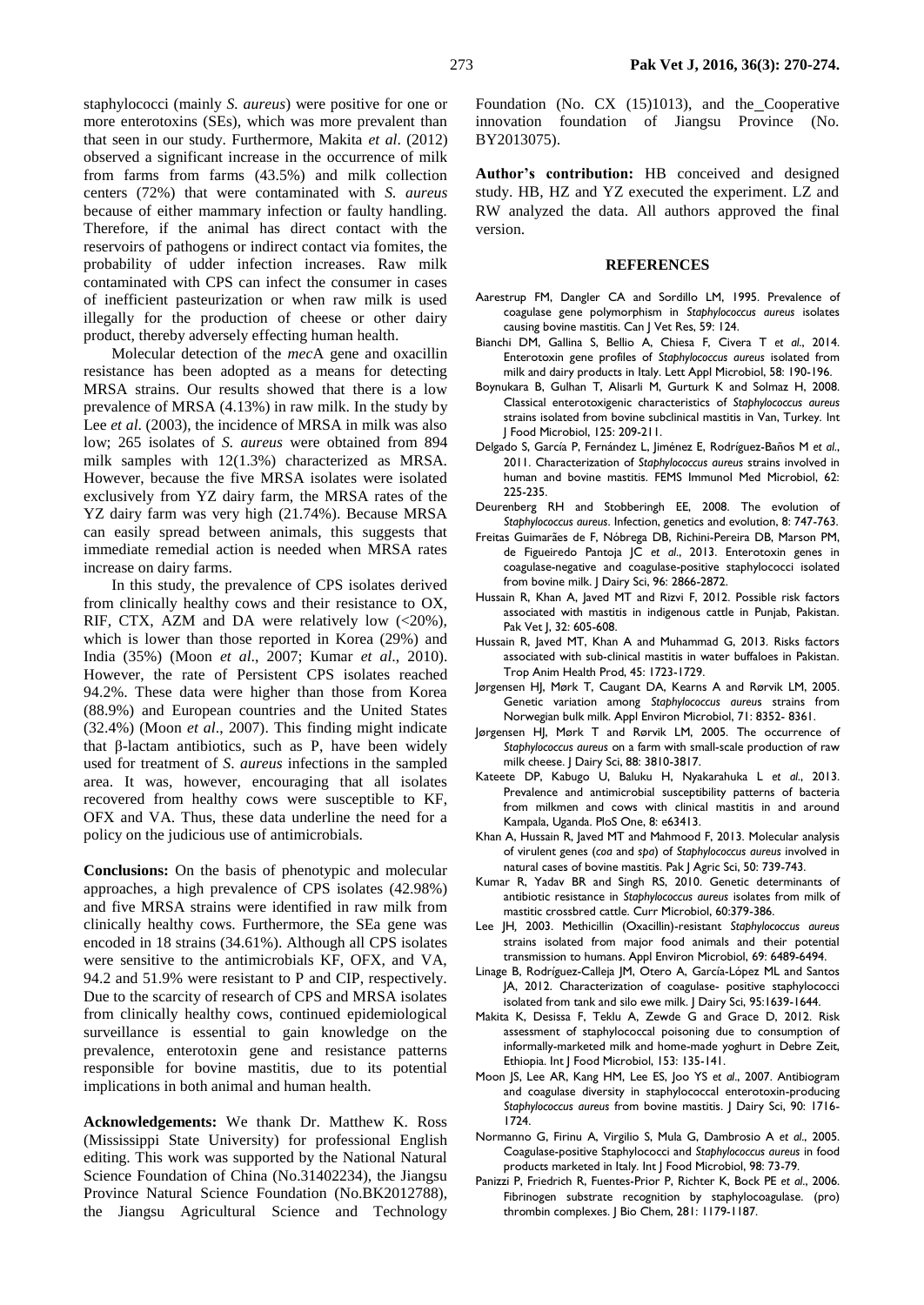staphylococci (mainly *S. aureus*) were positive for one or more enterotoxins (SEs), which was more prevalent than that seen in our study. Furthermore, Makita *et al*. (2012) observed a significant increase in the occurrence of milk from farms from farms (43.5%) and milk collection centers (72%) that were contaminated with *S. aureus* because of either mammary infection or faulty handling. Therefore, if the animal has direct contact with the reservoirs of pathogens or indirect contact via fomites, the probability of udder infection increases. Raw milk contaminated with CPS can infect the consumer in cases of inefficient pasteurization or when raw milk is used illegally for the production of cheese or other dairy product, thereby adversely effecting human health.

Molecular detection of the *mec*A gene and oxacillin resistance has been adopted as a means for detecting MRSA strains. Our results showed that there is a low prevalence of MRSA (4.13%) in raw milk. In the study by Lee *et al*. (2003), the incidence of MRSA in milk was also low; 265 isolates of *S. aureus* were obtained from 894 milk samples with 12(1.3%) characterized as MRSA. However, because the five MRSA isolates were isolated exclusively from YZ dairy farm, the MRSA rates of the YZ dairy farm was very high (21.74%). Because MRSA can easily spread between animals, this suggests that immediate remedial action is needed when MRSA rates increase on dairy farms.

In this study, the prevalence of CPS isolates derived from clinically healthy cows and their resistance to OX, RIF, CTX, AZM and DA were relatively low (<20%), which is lower than those reported in Korea (29%) and India (35%) (Moon *et al*., 2007; Kumar *et al*., 2010). However, the rate of Persistent CPS isolates reached 94.2%. These data were higher than those from Korea (88.9%) and European countries and the United States (32.4%) (Moon *et al*., 2007). This finding might indicate that β-lactam antibiotics, such as P, have been widely used for treatment of *S. aureus* infections in the sampled area. It was, however, encouraging that all isolates recovered from healthy cows were susceptible to KF, OFX and VA. Thus, these data underline the need for a policy on the judicious use of antimicrobials.

**Conclusions:** On the basis of phenotypic and molecular approaches, a high prevalence of CPS isolates (42.98%) and five MRSA strains were identified in raw milk from clinically healthy cows. Furthermore, the SEa gene was encoded in 18 strains (34.61%). Although all CPS isolates were sensitive to the antimicrobials KF, OFX, and VA, 94.2 and 51.9% were resistant to P and CIP, respectively. Due to the scarcity of research of CPS and MRSA isolates from clinically healthy cows, continued epidemiological surveillance is essential to gain knowledge on the prevalence, enterotoxin gene and resistance patterns responsible for bovine mastitis, due to its potential implications in both animal and human health.

**Acknowledgements:** We thank Dr. Matthew K. Ross (Mississippi State University) for professional English editing. This work was supported by the National Natural Science Foundation of China (No.31402234), the Jiangsu Province Natural Science Foundation (No.BK2012788), the Jiangsu Agricultural Science and Technology Foundation (No. CX (15)1013), and the_Cooperative innovation foundation of Jiangsu Province (No. BY2013075).

**Author's contribution:** HB conceived and designed study. HB, HZ and YZ executed the experiment. LZ and RW analyzed the data. All authors approved the final version.

## REFERENCES

Aarestrup FM, Dangler CA and Sordillo LM, 1995. Prevalence of coagulase gene polymorphism in *Staphylococcus aureus* isolates causing bovine mastitis. Can J Vet Res, 59: 124.

Bianchi DM, Gallina S, Bellio A, Chiesa F, Civera T *et al*., 2014. Enterotoxin gene profiles of *Staphylococcus aureus* isolated from milk and dairy products in Italy. Lett Appl Microbiol, 58: 190-196.

Boynukara B, Gulhan T, Alisarli M, Gurturk K and Solmaz H, 2008. Classical enterotoxigenic characteristics of *Staphylococcus aureus* strains isolated from bovine subclinical mastitis in Van, Turkey. Int J Food Microbiol, 125: 209-211.

Delgado S, García P, Fernández L, Jiménez E, Rodríguez-Baños M *et al*., 2011. Characterization of *Staphylococcus aureus* strains involved in human and bovine mastitis. FEMS Immunol Med Microbiol, 62: 225-235.

Deurenberg RH and Stobberingh EE, 2008. The evolution of *Staphylococcus aureus*. Infection, genetics and evolution, 8: 747-763.

Freitas Guimarães de F, Nóbrega DB, Richini-Pereira DB, Marson PM, de Figueiredo Pantoja JC *et al*., 2013. Enterotoxin genes in coagulase-negative and coagulase-positive staphylococci isolated from bovine milk. J Dairy Sci, 96: 2866-2872.

Hussain R, Khan A, Javed MT and Rizvi F, 2012. Possible risk factors associated with mastitis in indigenous cattle in Punjab, Pakistan. Pak Vet J, 32: 605-608.

Hussain R, Javed MT, Khan A and Muhammad G, 2013. Risks factors associated with sub-clinical mastitis in water buffaloes in Pakistan. Trop Anim Health Prod, 45: 1723-1729.

Jørgensen HJ, Mørk T, Caugant DA, Kearns A and Rørvik LM, 2005. Genetic variation among *Staphylococcus aureus* strains from Norwegian bulk milk. Appl Environ Microbiol, 71: 8352- 8361.

Jørgensen HJ, Mørk T and Rørvik LM, 2005. The occurrence of *Staphylococcus aureus* on a farm with small-scale production of raw milk cheese. J Dairy Sci, 88: 3810-3817.

Kateete DP, Kabugo U, Baluku H, Nyakarahuka L *et al*., 2013. Prevalence and antimicrobial susceptibility patterns of bacteria from milkmen and cows with clinical mastitis in and around Kampala, Uganda. PloS One, 8: e63413.

Khan A, Hussain R, Javed MT and Mahmood F, 2013. Molecular analysis of virulent genes (*coa* and *spa*) of *Staphylococcus aureus* involved in natural cases of bovine mastitis. Pak J Agric Sci, 50: 739-743.

Kumar R, Yadav BR and Singh RS, 2010. Genetic determinants of antibiotic resistance in *Staphylococcus aureus* isolates from milk of mastitic crossbred cattle. Curr Microbiol, 60:379-386.

Lee JH, 2003. Methicillin (Oxacillin)-resistant *Staphylococcus aureus* strains isolated from major food animals and their potential transmission to humans. Appl Environ Microbiol, 69: 6489-6494.

Linage B, Rodríguez-Calleja JM, Otero A, García-López ML and Santos JA, 2012. Characterization of coagulase- positive staphylococci isolated from tank and silo ewe milk. J Dairy Sci, 95:1639-1644.

Makita K, Desissa F, Teklu A, Zewde G and Grace D, 2012. Risk assessment of staphylococcal poisoning due to consumption of informally-marketed milk and home-made yoghurt in Debre Zeit, Ethiopia. Int J Food Microbiol, 153: 135-141.

Moon JS, Lee AR, Kang HM, Lee ES, Joo YS *et al*., 2007. Antibiogram and coagulase diversity in staphylococcal enterotoxin-producing *Staphylococcus aureus* from bovine mastitis. J Dairy Sci, 90: 1716-1724.

Normanno G, Firinu A, Virgilio S, Mula G, Dambrosio A *et al*., 2005. Coagulase-positive Staphylococci and *Staphylococcus aureus* in food products marketed in Italy. Int J Food Microbiol, 98: 73-79.

Panizzi P, Friedrich R, Fuentes-Prior P, Richter K, Bock PE *et al*., 2006. Fibrinogen substrate recognition by staphylocoagulase. (pro) thrombin complexes. J Bio Chem, 281: 1179-1187.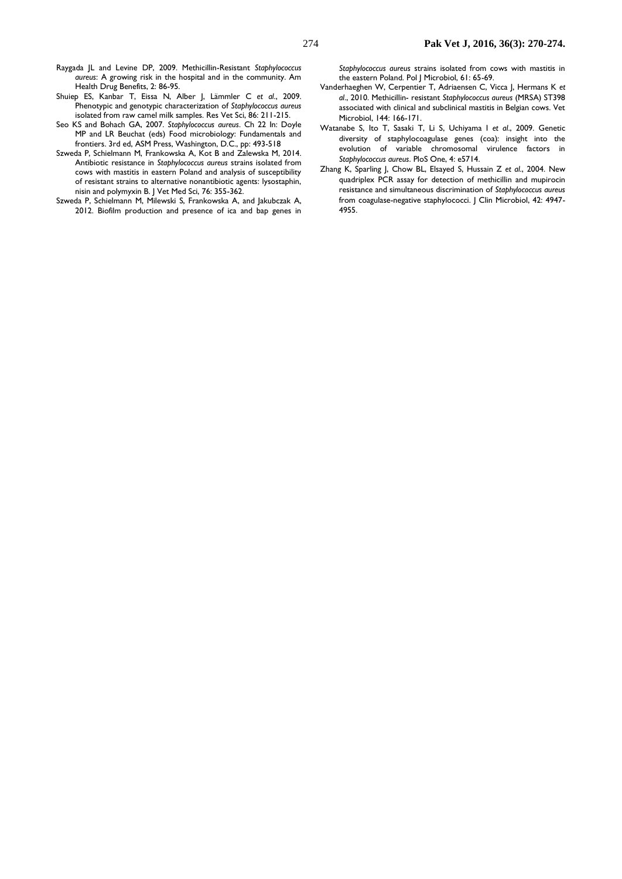Raygada JL and Levine DP, 2009. Methicillin-Resistant *Staphylococcus aureus*: A growing risk in the hospital and in the community. Am Health Drug Benefits, 2: 86-95.

Shuiep ES, Kanbar T, Eissa N, Alber J, Lämmler C *et al*., 2009. Phenotypic and genotypic characterization of *Staphylococcus aureus* isolated from raw camel milk samples. Res Vet Sci, 86: 211-215.

Seo KS and Bohach GA, 2007. *Staphylococcus aureus*. Ch 22 In: Doyle MP and LR Beuchat (eds) Food microbiology: Fundamentals and frontiers. 3rd ed, ASM Press, Washington, D.C., pp: 493-518

Szweda P, Schielmann M, Frankowska A, Kot B and Zalewska M, 2014. Antibiotic resistance in *Staphylococcus aureus* strains isolated from cows with mastitis in eastern Poland and analysis of susceptibility of resistant strains to alternative nonantibiotic agents: lysostaphin, nisin and polymyxin B. J Vet Med Sci, 76: 355-362.

Szweda P, Schielmann M, Milewski S, Frankowska A, and Jakubczak A, 2012. Biofilm production and presence of ica and bap genes in *Staphylococcus aureus* strains isolated from cows with mastitis in the eastern Poland. Pol J Microbiol, 61: 65-69.

Vanderhaeghen W, Cerpentier T, Adriaensen C, Vicca J, Hermans K *et al*., 2010. Methicillin- resistant *Staphylococcus aureus* (MRSA) ST398 associated with clinical and subclinical mastitis in Belgian cows. Vet Microbiol, 144: 166-171.

Watanabe S, Ito T, Sasaki T, Li S, Uchiyama I *et al*., 2009. Genetic diversity of staphylocoagulase genes (coa): insight into the evolution of variable chromosomal virulence factors in *Staphylococcus aureus*. PloS One, 4: e5714.

Zhang K, Sparling J, Chow BL, Elsayed S, Hussain Z *et al*., 2004. New quadriplex PCR assay for detection of methicillin and mupirocin resistance and simultaneous discrimination of *Staphylococcus aureus* from coagulase-negative staphylococci. J Clin Microbiol, 42: 4947-4955.